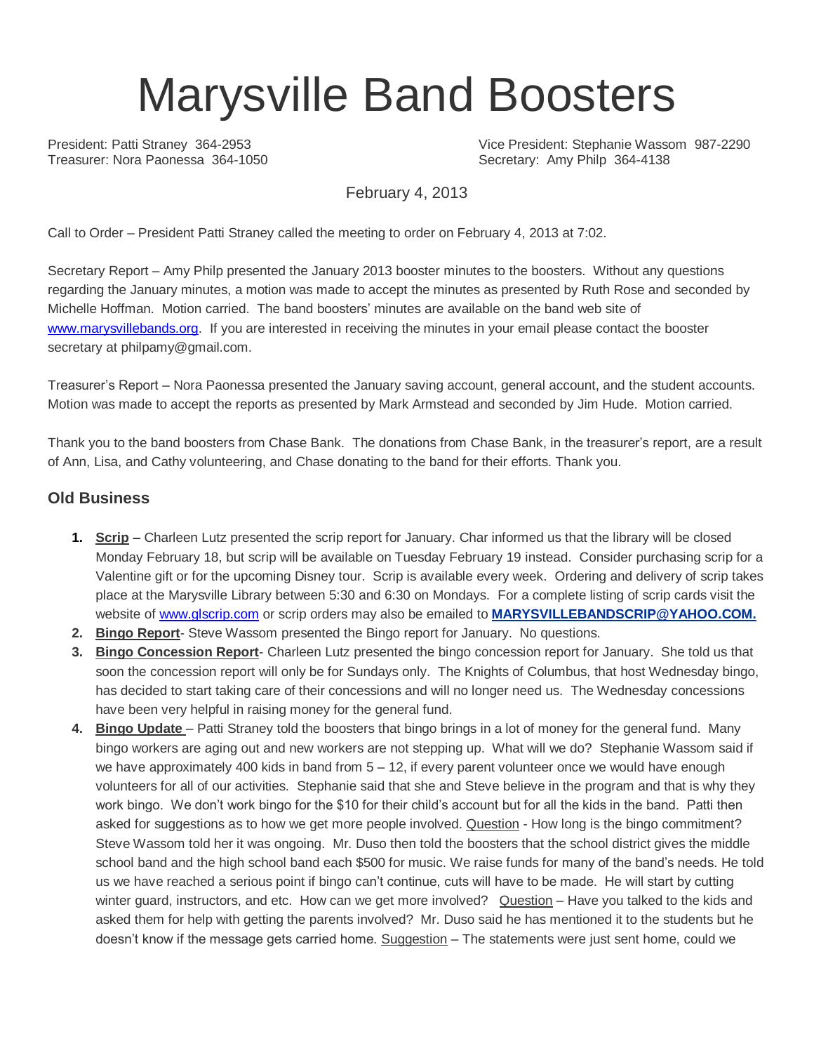# Marysville Band Boosters

President: Patti Straney 364-2953
Treasurer: Nora Paonessa 364-1050

Vice President: Stephanie Wassom 987-2290
Secretary: Amy Philp 364-4138

February 4, 2013

Call to Order – President Patti Straney called the meeting to order on February 4, 2013 at 7:02.

Secretary Report – Amy Philp presented the January 2013 booster minutes to the boosters. Without any questions regarding the January minutes, a motion was made to accept the minutes as presented by Ruth Rose and seconded by Michelle Hoffman. Motion carried. The band boosters' minutes are available on the band web site of www.marysvillebands.org. If you are interested in receiving the minutes in your email please contact the booster secretary at philpamy@gmail.com.

Treasurer's Report – Nora Paonessa presented the January saving account, general account, and the student accounts. Motion was made to accept the reports as presented by Mark Armstead and seconded by Jim Hude. Motion carried.

Thank you to the band boosters from Chase Bank. The donations from Chase Bank, in the treasurer's report, are a result of Ann, Lisa, and Cathy volunteering, and Chase donating to the band for their efforts. Thank you.

### Old Business

1. **Scrip –** Charleen Lutz presented the scrip report for January. Char informed us that the library will be closed Monday February 18, but scrip will be available on Tuesday February 19 instead. Consider purchasing scrip for a Valentine gift or for the upcoming Disney tour. Scrip is available every week. Ordering and delivery of scrip takes place at the Marysville Library between 5:30 and 6:30 on Mondays. For a complete listing of scrip cards visit the website of www.glscrip.com or scrip orders may also be emailed to **MARYSVILLEBANDSCRIP@YAHOO.COM.**
2. **Bingo Report**- Steve Wassom presented the Bingo report for January. No questions.
3. **Bingo Concession Report**- Charleen Lutz presented the bingo concession report for January. She told us that soon the concession report will only be for Sundays only. The Knights of Columbus, that host Wednesday bingo, has decided to start taking care of their concessions and will no longer need us. The Wednesday concessions have been very helpful in raising money for the general fund.
4. **Bingo Update** – Patti Straney told the boosters that bingo brings in a lot of money for the general fund. Many bingo workers are aging out and new workers are not stepping up. What will we do? Stephanie Wassom said if we have approximately 400 kids in band from 5 – 12, if every parent volunteer once we would have enough volunteers for all of our activities. Stephanie said that she and Steve believe in the program and that is why they work bingo. We don't work bingo for the $10 for their child's account but for all the kids in the band. Patti then asked for suggestions as to how we get more people involved. Question - How long is the bingo commitment? Steve Wassom told her it was ongoing. Mr. Duso then told the boosters that the school district gives the middle school band and the high school band each $500 for music. We raise funds for many of the band's needs. He told us we have reached a serious point if bingo can't continue, cuts will have to be made. He will start by cutting winter guard, instructors, and etc. How can we get more involved? Question – Have you talked to the kids and asked them for help with getting the parents involved? Mr. Duso said he has mentioned it to the students but he doesn't know if the message gets carried home. Suggestion – The statements were just sent home, could we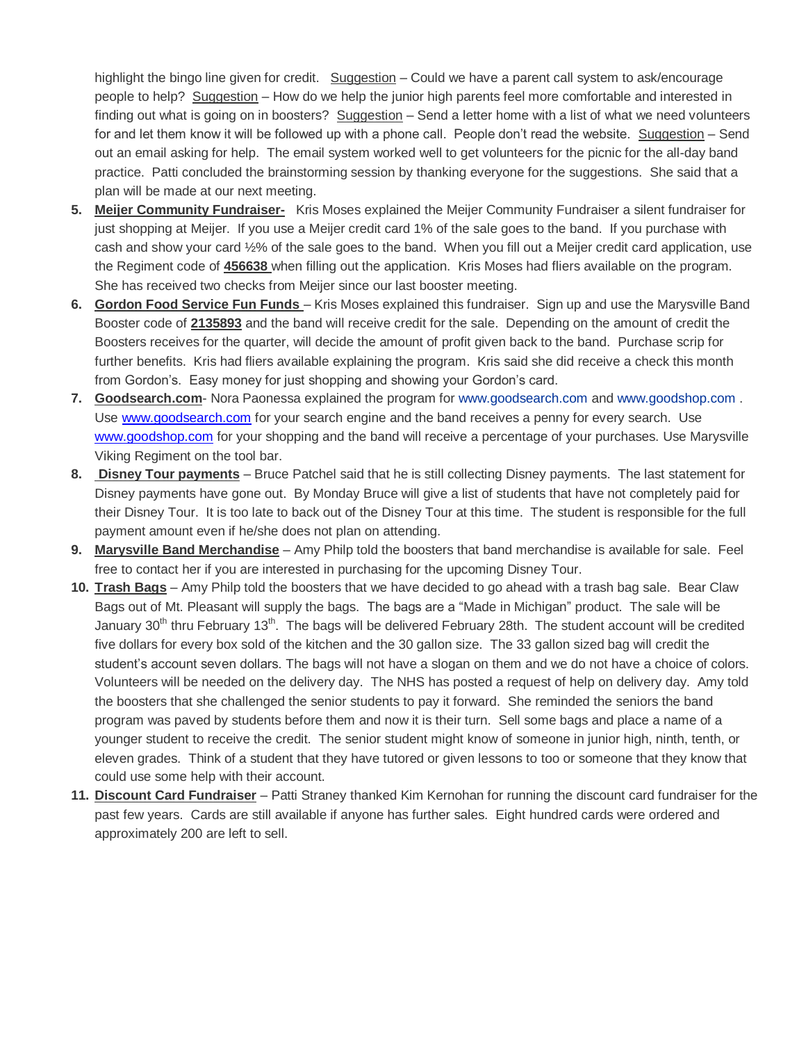highlight the bingo line given for credit. Suggestion – Could we have a parent call system to ask/encourage people to help? Suggestion – How do we help the junior high parents feel more comfortable and interested in finding out what is going on in boosters? Suggestion – Send a letter home with a list of what we need volunteers for and let them know it will be followed up with a phone call. People don't read the website. Suggestion – Send out an email asking for help. The email system worked well to get volunteers for the picnic for the all-day band practice. Patti concluded the brainstorming session by thanking everyone for the suggestions. She said that a plan will be made at our next meeting.

5. **Meijer Community Fundraiser-** Kris Moses explained the Meijer Community Fundraiser a silent fundraiser for just shopping at Meijer. If you use a Meijer credit card 1% of the sale goes to the band. If you purchase with cash and show your card ½% of the sale goes to the band. When you fill out a Meijer credit card application, use the Regiment code of **456638** when filling out the application. Kris Moses had fliers available on the program. She has received two checks from Meijer since our last booster meeting.
6. **Gordon Food Service Fun Funds** – Kris Moses explained this fundraiser. Sign up and use the Marysville Band Booster code of **2135893** and the band will receive credit for the sale. Depending on the amount of credit the Boosters receives for the quarter, will decide the amount of profit given back to the band. Purchase scrip for further benefits. Kris had fliers available explaining the program. Kris said she did receive a check this month from Gordon's. Easy money for just shopping and showing your Gordon's card.
7. **Goodsearch.com**- Nora Paonessa explained the program for www.goodsearch.com and www.goodshop.com . Use www.goodsearch.com for your search engine and the band receives a penny for every search. Use www.goodshop.com for your shopping and the band will receive a percentage of your purchases. Use Marysville Viking Regiment on the tool bar.
8. **Disney Tour payments** – Bruce Patchel said that he is still collecting Disney payments. The last statement for Disney payments have gone out. By Monday Bruce will give a list of students that have not completely paid for their Disney Tour. It is too late to back out of the Disney Tour at this time. The student is responsible for the full payment amount even if he/she does not plan on attending.
9. **Marysville Band Merchandise** – Amy Philp told the boosters that band merchandise is available for sale. Feel free to contact her if you are interested in purchasing for the upcoming Disney Tour.
10. **Trash Bags** – Amy Philp told the boosters that we have decided to go ahead with a trash bag sale. Bear Claw Bags out of Mt. Pleasant will supply the bags. The bags are a "Made in Michigan" product. The sale will be January 30th thru February 13th. The bags will be delivered February 28th. The student account will be credited five dollars for every box sold of the kitchen and the 30 gallon size. The 33 gallon sized bag will credit the student's account seven dollars. The bags will not have a slogan on them and we do not have a choice of colors. Volunteers will be needed on the delivery day. The NHS has posted a request of help on delivery day. Amy told the boosters that she challenged the senior students to pay it forward. She reminded the seniors the band program was paved by students before them and now it is their turn. Sell some bags and place a name of a younger student to receive the credit. The senior student might know of someone in junior high, ninth, tenth, or eleven grades. Think of a student that they have tutored or given lessons to too or someone that they know that could use some help with their account.
11. **Discount Card Fundraiser** – Patti Straney thanked Kim Kernohan for running the discount card fundraiser for the past few years. Cards are still available if anyone has further sales. Eight hundred cards were ordered and approximately 200 are left to sell.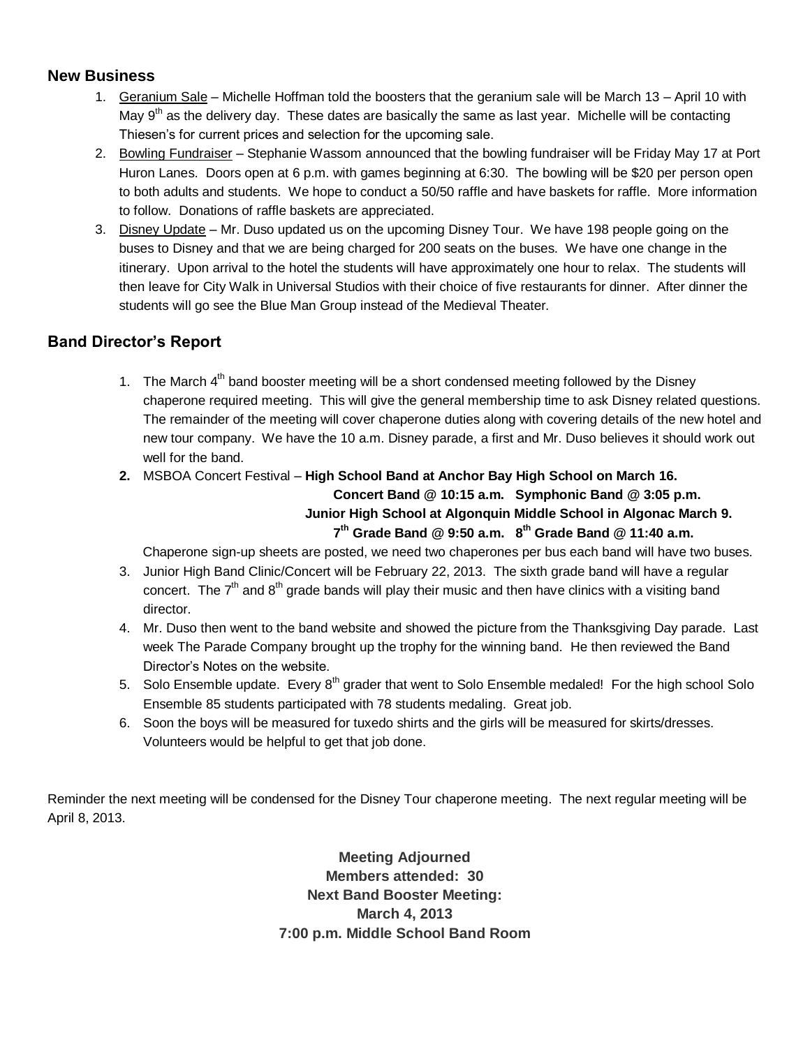## New Business

1. Geranium Sale – Michelle Hoffman told the boosters that the geranium sale will be March 13 – April 10 with May 9th as the delivery day. These dates are basically the same as last year. Michelle will be contacting Thiesen's for current prices and selection for the upcoming sale.
2. Bowling Fundraiser – Stephanie Wassom announced that the bowling fundraiser will be Friday May 17 at Port Huron Lanes. Doors open at 6 p.m. with games beginning at 6:30. The bowling will be $20 per person open to both adults and students. We hope to conduct a 50/50 raffle and have baskets for raffle. More information to follow. Donations of raffle baskets are appreciated.
3. Disney Update – Mr. Duso updated us on the upcoming Disney Tour. We have 198 people going on the buses to Disney and that we are being charged for 200 seats on the buses. We have one change in the itinerary. Upon arrival to the hotel the students will have approximately one hour to relax. The students will then leave for City Walk in Universal Studios with their choice of five restaurants for dinner. After dinner the students will go see the Blue Man Group instead of the Medieval Theater.

## Band Director's Report

1. The March 4th band booster meeting will be a short condensed meeting followed by the Disney chaperone required meeting. This will give the general membership time to ask Disney related questions. The remainder of the meeting will cover chaperone duties along with covering details of the new hotel and new tour company. We have the 10 a.m. Disney parade, a first and Mr. Duso believes it should work out well for the band.
2. MSBOA Concert Festival – **High School Band at Anchor Bay High School on March 16.**
   **Concert Band @ 10:15 a.m. Symphonic Band @ 3:05 p.m.**
   **Junior High School at Algonquin Middle School in Algonac March 9.**
   **7th Grade Band @ 9:50 a.m. 8th Grade Band @ 11:40 a.m.**

   Chaperone sign-up sheets are posted, we need two chaperones per bus each band will have two buses.
3. Junior High Band Clinic/Concert will be February 22, 2013. The sixth grade band will have a regular concert. The 7th and 8th grade bands will play their music and then have clinics with a visiting band director.
4. Mr. Duso then went to the band website and showed the picture from the Thanksgiving Day parade. Last week The Parade Company brought up the trophy for the winning band. He then reviewed the Band Director's Notes on the website.
5. Solo Ensemble update. Every 8th grader that went to Solo Ensemble medaled! For the high school Solo Ensemble 85 students participated with 78 students medaling. Great job.
6. Soon the boys will be measured for tuxedo shirts and the girls will be measured for skirts/dresses. Volunteers would be helpful to get that job done.

Reminder the next meeting will be condensed for the Disney Tour chaperone meeting. The next regular meeting will be April 8, 2013.

**Meeting Adjourned**
**Members attended: 30**
**Next Band Booster Meeting:**
**March 4, 2013**
**7:00 p.m. Middle School Band Room**